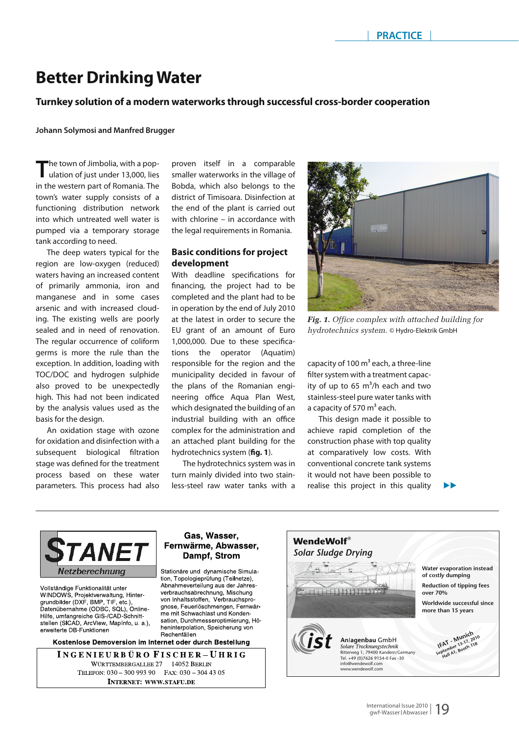# Better Drinking Water

**Turnkey solution of a modern waterworks through successful cross-border cooperation**

**Johann Solymosi and Manfred Brugger**

The town of Jimbolia, with a population of just under 13,000, lies in the western part of Romania. The town's water supply consists of a functioning distribution network into which untreated well water is pumped via a temporary storage tank according to need.

The deep waters typical for the region are low-oxygen (reduced) waters having an increased content of primarily ammonia, iron and manganese and in some cases arsenic and with increased clouding. The existing wells are poorly sealed and in need of renovation. The regular occurrence of coliform germs is more the rule than the exception. In addition, loading with TOC/DOC and hydrogen sulphide also proved to be unexpectedly high. This had not been indicated by the analysis values used as the basis for the design.

An oxidation stage with ozone for oxidation and disinfection with a subsequent biological filtration stage was defined for the treatment process based on these water parameters. This process had also proven itself in a comparable smaller waterworks in the village of Bobda, which also belongs to the district of Timisoara. Disinfection at the end of the plant is carried out with chlorine – in accordance with the legal requirements in Romania.

## Basic conditions for project development

With deadline specifications for financing, the project had to be completed and the plant had to be in operation by the end of July 2010 at the latest in order to secure the EU grant of an amount of Euro 1,000,000. Due to these specifications the operator (Aquatim) responsible for the region and the municipality decided in favour of the plans of the Romanian engineering office Aqua Plan West, which designated the building of an industrial building with an office complex for the administration and an attached plant building for the hydrotechnics system (**fig. 1**).

The hydrotechnics system was in turn mainly divided into two stainless-steel raw water tanks with a capacity of 100 $m^3$ each, a three-line filter system with a treatment capacity of up to 65 $m^3$/h each and two stainless-steel pure water tanks with a capacity of 570 $m^3$ each.

This design made it possible to achieve rapid completion of the construction phase with top quality at comparatively low costs. With conventional concrete tank systems it would not have been possible to realise this project in this quality

***Fig. 1.*** *Office complex with attached building for hydrotechnics system.* © Hydro-Elektrik GmbH

---

**STANET**
Netzberechnung

Vollständige Funktionalität unter WINDOWS, Projektverwaltung, Hintergrundbilder (DXF, BMP, TIF, etc.), Datenübernahme (ODBC, SQL), Online-Hilfe, umfangreiche GIS-/CAD-Schnittstellen (SICAD, ArcView, MapInfo, u. a.), erweiterte DB-Funktionen

**Gas, Wasser, Fernwärme, Abwasser, Dampf, Strom**

Stationäre und dynamische Simulation, Topologieprüfung (Teilnetze), Abnahmeverteilung aus der Jahresverbrauchsabrechnung, Mischung von Inhaltsstoffen, Verbrauchsprognose, Feuerlöschmengen, Fernwärme mit Schwachlast und Kondensation, Durchmesseroptimierung, Höheninterpolation, Speicherung von Rechenfällen

**Kostenlose Demoversion im Internet oder durch Bestellung**

**INGENIEURBÜRO FISCHER–UHRIG**
Württembergallee 27 14052 Berlin
Telefon: 030 – 300 993 90 Fax: 030 – 304 43 05
**Internet: www.stafu.de**

---

**WendeWolf®**
*Solar Sludge Drying*

**Water evaporation instead of costly dumping**

**Reduction of tipping fees over 70%**

**Worldwide successful since more than 15 years**

ist
**Anlagenbau** GmbH
*Solare Trocknungstechnik*
Ritterweg 1, 79400 Kandern/Germany
Tel. +49 (0)7626 9154-0 Fax -30
info@wendewolf.com
www.wendewolf.com

IFAT - Munich
September 13-17, 2010
Hall A1, Booth 118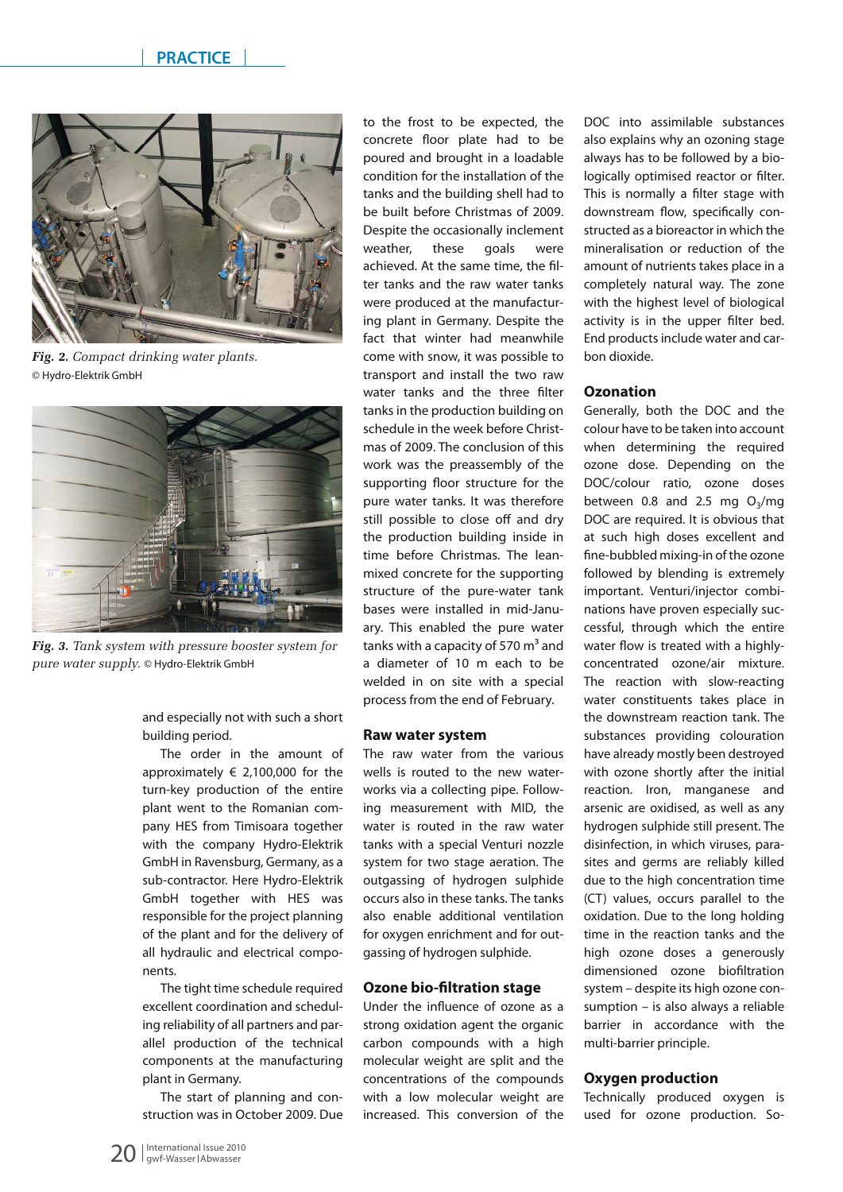*Fig. 2. Compact drinking water plants.* © Hydro-Elektrik GmbH

*Fig. 3. Tank system with pressure booster system for pure water supply.* © Hydro-Elektrik GmbH

and especially not with such a short building period.

The order in the amount of approximately € 2,100,000 for the turn-key production of the entire plant went to the Romanian company HES from Timisoara together with the company Hydro-Elektrik GmbH in Ravensburg, Germany, as a sub-contractor. Here Hydro-Elektrik GmbH together with HES was responsible for the project planning of the plant and for the delivery of all hydraulic and electrical components.

The tight time schedule required excellent coordination and scheduling reliability of all partners and parallel production of the technical components at the manufacturing plant in Germany.

The start of planning and construction was in October 2009. Due to the frost to be expected, the concrete floor plate had to be poured and brought in a loadable condition for the installation of the tanks and the building shell had to be built before Christmas of 2009. Despite the occasionally inclement weather, these goals were achieved. At the same time, the filter tanks and the raw water tanks were produced at the manufacturing plant in Germany. Despite the fact that winter had meanwhile come with snow, it was possible to transport and install the two raw water tanks and the three filter tanks in the production building on schedule in the week before Christmas of 2009. The conclusion of this work was the preassembly of the supporting floor structure for the pure water tanks. It was therefore still possible to close off and dry the production building inside in time before Christmas. The lean-mixed concrete for the supporting structure of the pure-water tank bases were installed in mid-January. This enabled the pure water tanks with a capacity of 570 $m^3$ and a diameter of 10 m each to be welded in on site with a special process from the end of February.

## Raw water system

The raw water from the various wells is routed to the new waterworks via a collecting pipe. Following measurement with MID, the water is routed in the raw water tanks with a special Venturi nozzle system for two stage aeration. The outgassing of hydrogen sulphide occurs also in these tanks. The tanks also enable additional ventilation for oxygen enrichment and for outgassing of hydrogen sulphide.

## Ozone bio-filtration stage

Under the influence of ozone as a strong oxidation agent the organic carbon compounds with a high molecular weight are split and the concentrations of the compounds with a low molecular weight are increased. This conversion of the DOC into assimilable substances also explains why an ozoning stage always has to be followed by a biologically optimised reactor or filter. This is normally a filter stage with downstream flow, specifically constructed as a bioreactor in which the mineralisation or reduction of the amount of nutrients takes place in a completely natural way. The zone with the highest level of biological activity is in the upper filter bed. End products include water and carbon dioxide.

## Ozonation

Generally, both the DOC and the colour have to be taken into account when determining the required ozone dose. Depending on the DOC/colour ratio, ozone doses between 0.8 and 2.5 mg $O_3$/mg DOC are required. It is obvious that at such high doses excellent and fine-bubbled mixing-in of the ozone followed by blending is extremely important. Venturi/injector combinations have proven especially successful, through which the entire water flow is treated with a highly-concentrated ozone/air mixture. The reaction with slow-reacting water constituents takes place in the downstream reaction tank. The substances providing colouration have already mostly been destroyed with ozone shortly after the initial reaction. Iron, manganese and arsenic are oxidised, as well as any hydrogen sulphide still present. The disinfection, in which viruses, parasites and germs are reliably killed due to the high concentration time (CT) values, occurs parallel to the oxidation. Due to the long holding time in the reaction tanks and the high ozone doses a generously dimensioned ozone biofiltration system – despite its high ozone consumption – is also always a reliable barrier in accordance with the multi-barrier principle.

## Oxygen production

Technically produced oxygen is used for ozone production. So-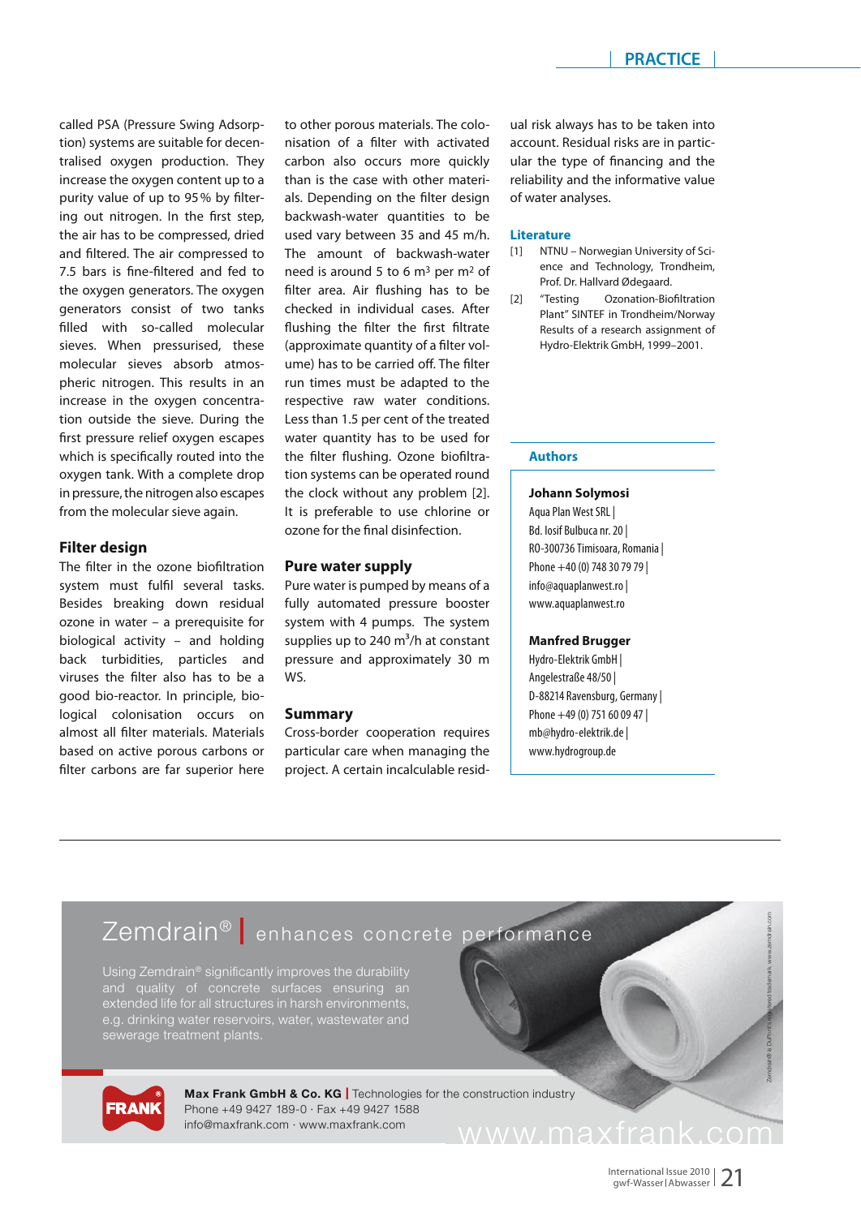called PSA (Pressure Swing Adsorption) systems are suitable for decentralised oxygen production. They increase the oxygen content up to a purity value of up to 95 % by filtering out nitrogen. In the first step, the air has to be compressed, dried and filtered. The air compressed to 7.5 bars is fine-filtered and fed to the oxygen generators. The oxygen generators consist of two tanks filled with so-called molecular sieves. When pressurised, these molecular sieves absorb atmospheric nitrogen. This results in an increase in the oxygen concentration outside the sieve. During the first pressure relief oxygen escapes which is specifically routed into the oxygen tank. With a complete drop in pressure, the nitrogen also escapes from the molecular sieve again.

## Filter design

The filter in the ozone biofiltration system must fulfil several tasks. Besides breaking down residual ozone in water – a prerequisite for biological activity – and holding back turbidities, particles and viruses the filter also has to be a good bio-reactor. In principle, biological colonisation occurs on almost all filter materials. Materials based on active porous carbons or filter carbons are far superior here to other porous materials. The colonisation of a filter with activated carbon also occurs more quickly than is the case with other materials. Depending on the filter design backwash-water quantities to be used vary between 35 and 45 m/h. The amount of backwash-water need is around 5 to 6 m$^3$ per m$^2$ of filter area. Air flushing has to be checked in individual cases. After flushing the filter the first filtrate (approximate quantity of a filter volume) has to be carried off. The filter run times must be adapted to the respective raw water conditions. Less than 1.5 per cent of the treated water quantity has to be used for the filter flushing. Ozone biofiltration systems can be operated round the clock without any problem [2]. It is preferable to use chlorine or ozone for the final disinfection.

## Pure water supply

Pure water is pumped by means of a fully automated pressure booster system with 4 pumps. The system supplies up to 240 m$^3$/h at constant pressure and approximately 30 m WS.

## Summary

Cross-border cooperation requires particular care when managing the project. A certain incalculable residual risk always has to be taken into account. Residual risks are in particular the type of financing and the reliability and the informative value of water analyses.

## Literature

[1] NTNU – Norwegian University of Science and Technology, Trondheim, Prof. Dr. Hallvard Ødegaard.

[2] "Testing Ozonation-Biofiltration Plant" SINTEF in Trondheim/Norway Results of a research assignment of Hydro-Elektrik GmbH, 1999–2001.

## Authors

**Johann Solymosi**
Aqua Plan West SRL |
Bd. Iosif Bulbuca nr. 20 |
RO-300736 Timisoara, Romania |
Phone +40 (0) 748 30 79 79 |
info@aquaplanwest.ro |
www.aquaplanwest.ro

**Manfred Brugger**
Hydro-Elektrik GmbH |
Angelestraße 48/50 |
D-88214 Ravensburg, Germany |
Phone +49 (0) 751 60 09 47 |
mb@hydro-elektrik.de |
www.hydrogroup.de

Zemdrain® | enhances concrete performance

Using Zemdrain® significantly improves the durability and quality of concrete surfaces ensuring an extended life for all structures in harsh environments, e.g. drinking water reservoirs, water, wastewater and sewerage treatment plants.

Zemdrain® is DuPont's registered trademark. www.zemdrain.com

FRANK

**Max Frank GmbH & Co. KG** | Technologies for the construction industry
Phone +49 9427 189-0 · Fax +49 9427 1588
info@maxfrank.com · www.maxfrank.com

www.maxfrank.com